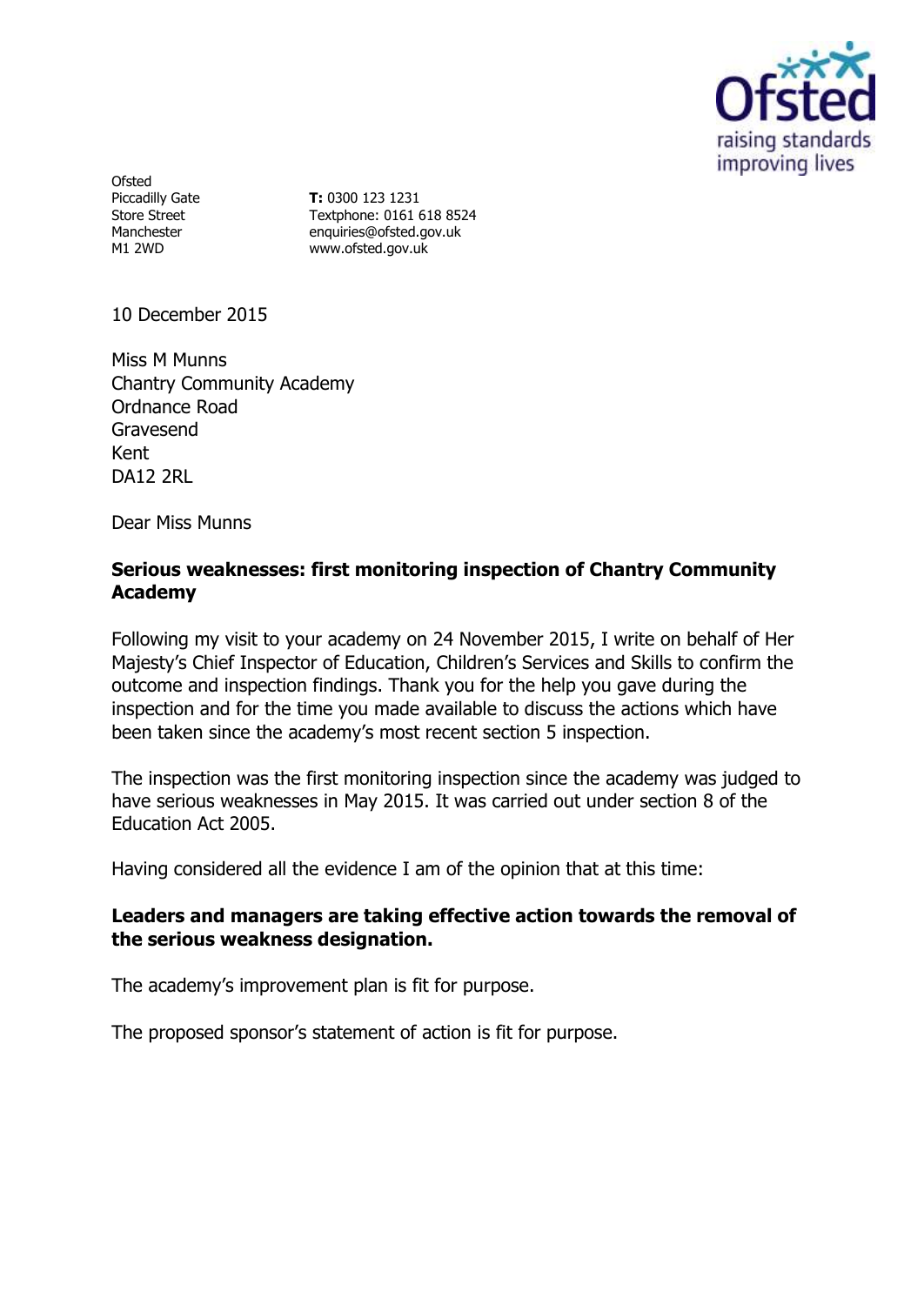Ofsted
Piccadilly Gate
Store Street
Manchester
M1 2WD

**T:** 0300 123 1231
Textphone: 0161 618 8524
enquiries@ofsted.gov.uk
www.ofsted.gov.uk

10 December 2015

Miss M Munns
Chantry Community Academy
Ordnance Road
Gravesend
Kent
DA12 2RL

Dear Miss Munns

**Serious weaknesses: first monitoring inspection of Chantry Community Academy**

Following my visit to your academy on 24 November 2015, I write on behalf of Her Majesty's Chief Inspector of Education, Children's Services and Skills to confirm the outcome and inspection findings. Thank you for the help you gave during the inspection and for the time you made available to discuss the actions which have been taken since the academy's most recent section 5 inspection.

The inspection was the first monitoring inspection since the academy was judged to have serious weaknesses in May 2015. It was carried out under section 8 of the Education Act 2005.

Having considered all the evidence I am of the opinion that at this time:

**Leaders and managers are taking effective action towards the removal of the serious weakness designation.**

The academy's improvement plan is fit for purpose.

The proposed sponsor's statement of action is fit for purpose.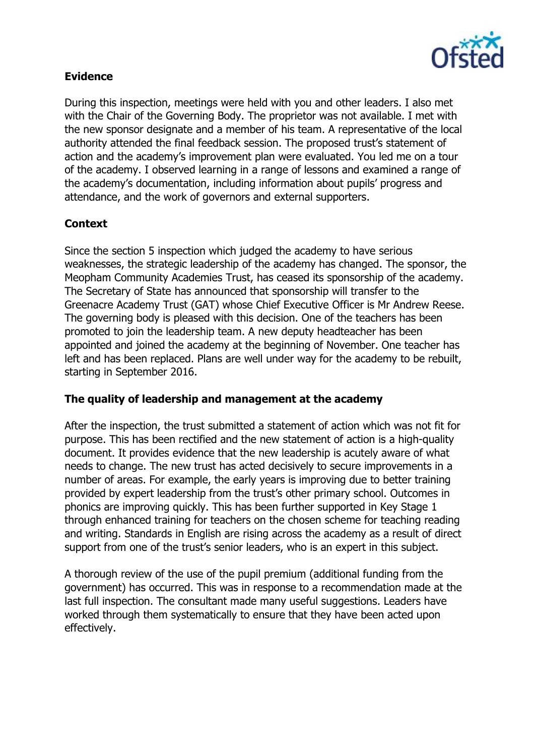## Evidence

During this inspection, meetings were held with you and other leaders. I also met with the Chair of the Governing Body. The proprietor was not available. I met with the new sponsor designate and a member of his team. A representative of the local authority attended the final feedback session. The proposed trust's statement of action and the academy's improvement plan were evaluated. You led me on a tour of the academy. I observed learning in a range of lessons and examined a range of the academy's documentation, including information about pupils' progress and attendance, and the work of governors and external supporters.

## Context

Since the section 5 inspection which judged the academy to have serious weaknesses, the strategic leadership of the academy has changed. The sponsor, the Meopham Community Academies Trust, has ceased its sponsorship of the academy. The Secretary of State has announced that sponsorship will transfer to the Greenacre Academy Trust (GAT) whose Chief Executive Officer is Mr Andrew Reese. The governing body is pleased with this decision. One of the teachers has been promoted to join the leadership team. A new deputy headteacher has been appointed and joined the academy at the beginning of November. One teacher has left and has been replaced. Plans are well under way for the academy to be rebuilt, starting in September 2016.

## The quality of leadership and management at the academy

After the inspection, the trust submitted a statement of action which was not fit for purpose. This has been rectified and the new statement of action is a high-quality document. It provides evidence that the new leadership is acutely aware of what needs to change. The new trust has acted decisively to secure improvements in a number of areas. For example, the early years is improving due to better training provided by expert leadership from the trust's other primary school. Outcomes in phonics are improving quickly. This has been further supported in Key Stage 1 through enhanced training for teachers on the chosen scheme for teaching reading and writing. Standards in English are rising across the academy as a result of direct support from one of the trust's senior leaders, who is an expert in this subject.

A thorough review of the use of the pupil premium (additional funding from the government) has occurred. This was in response to a recommendation made at the last full inspection. The consultant made many useful suggestions. Leaders have worked through them systematically to ensure that they have been acted upon effectively.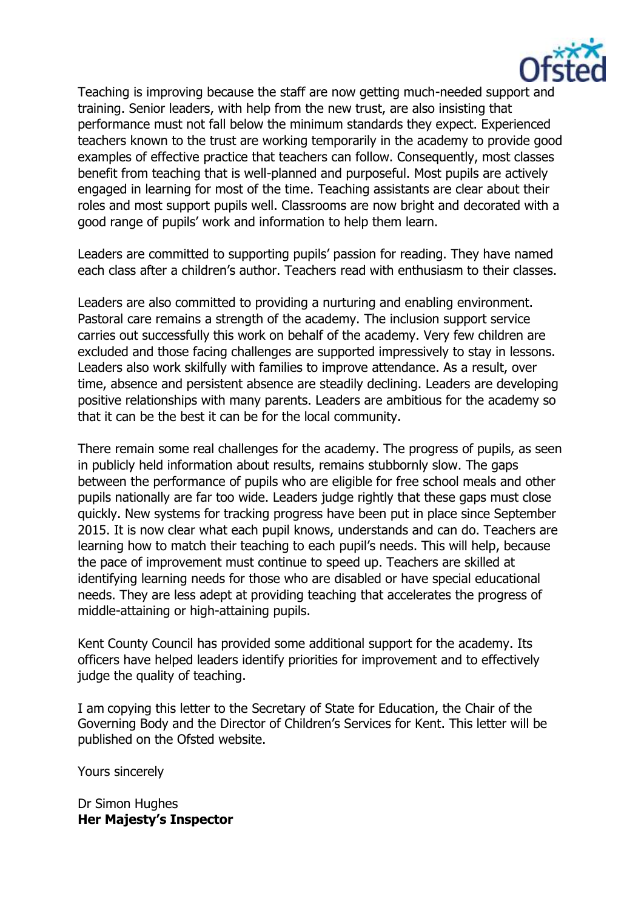Teaching is improving because the staff are now getting much-needed support and training. Senior leaders, with help from the new trust, are also insisting that performance must not fall below the minimum standards they expect. Experienced teachers known to the trust are working temporarily in the academy to provide good examples of effective practice that teachers can follow. Consequently, most classes benefit from teaching that is well-planned and purposeful. Most pupils are actively engaged in learning for most of the time. Teaching assistants are clear about their roles and most support pupils well. Classrooms are now bright and decorated with a good range of pupils' work and information to help them learn.

Leaders are committed to supporting pupils' passion for reading. They have named each class after a children's author. Teachers read with enthusiasm to their classes.

Leaders are also committed to providing a nurturing and enabling environment. Pastoral care remains a strength of the academy. The inclusion support service carries out successfully this work on behalf of the academy. Very few children are excluded and those facing challenges are supported impressively to stay in lessons. Leaders also work skilfully with families to improve attendance. As a result, over time, absence and persistent absence are steadily declining. Leaders are developing positive relationships with many parents. Leaders are ambitious for the academy so that it can be the best it can be for the local community.

There remain some real challenges for the academy. The progress of pupils, as seen in publicly held information about results, remains stubbornly slow. The gaps between the performance of pupils who are eligible for free school meals and other pupils nationally are far too wide. Leaders judge rightly that these gaps must close quickly. New systems for tracking progress have been put in place since September 2015. It is now clear what each pupil knows, understands and can do. Teachers are learning how to match their teaching to each pupil's needs. This will help, because the pace of improvement must continue to speed up. Teachers are skilled at identifying learning needs for those who are disabled or have special educational needs. They are less adept at providing teaching that accelerates the progress of middle-attaining or high-attaining pupils.

Kent County Council has provided some additional support for the academy. Its officers have helped leaders identify priorities for improvement and to effectively judge the quality of teaching.

I am copying this letter to the Secretary of State for Education, the Chair of the Governing Body and the Director of Children's Services for Kent. This letter will be published on the Ofsted website.

Yours sincerely

Dr Simon Hughes
**Her Majesty's Inspector**